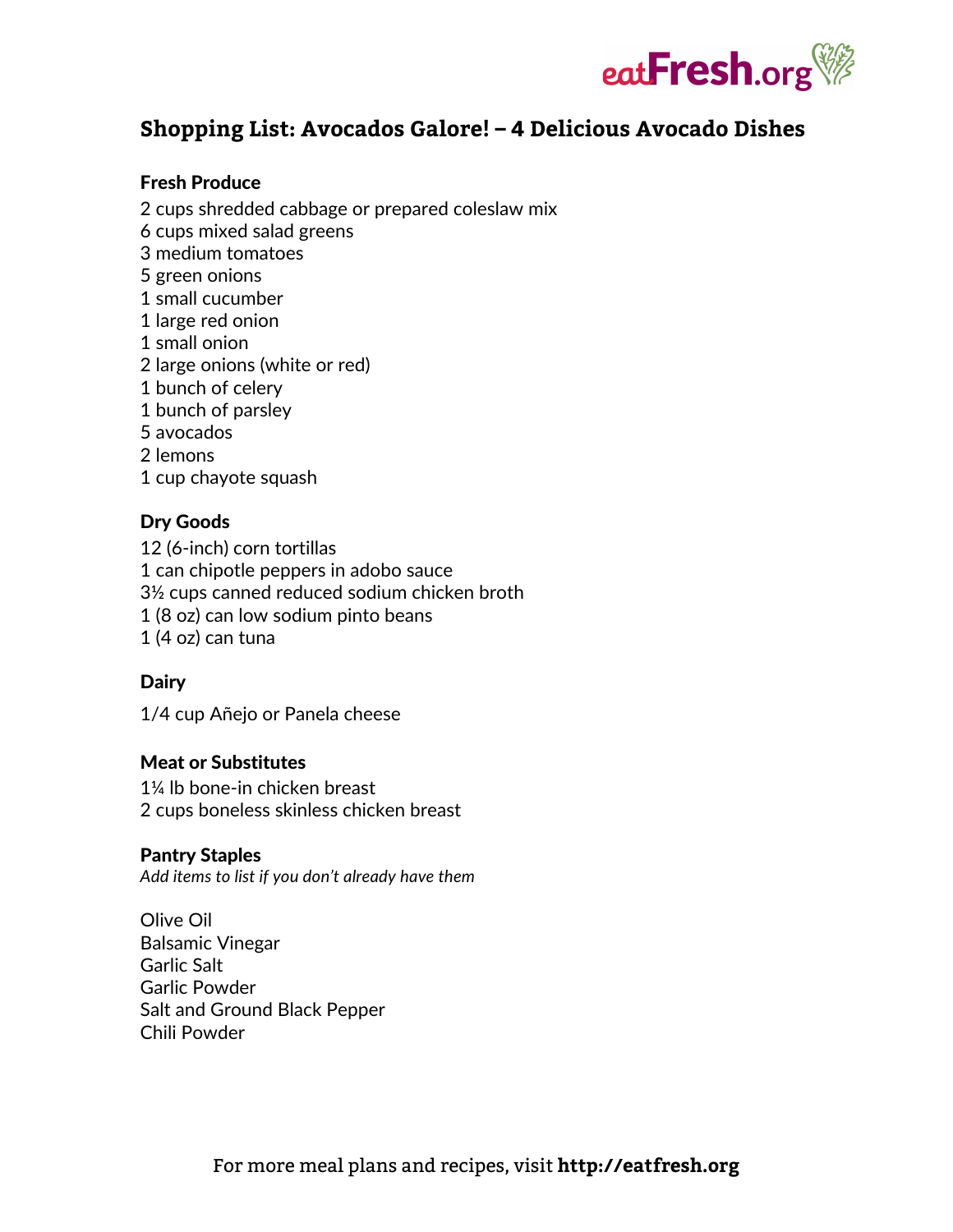# Shopping List: Avocados Galore! – 4 Delicious Avocado Dishes

### Fresh Produce

2 cups shredded cabbage or prepared coleslaw mix
6 cups mixed salad greens
3 medium tomatoes
5 green onions
1 small cucumber
1 large red onion
1 small onion
2 large onions (white or red)
1 bunch of celery
1 bunch of parsley
5 avocados
2 lemons
1 cup chayote squash

### Dry Goods

12 (6-inch) corn tortillas
1 can chipotle peppers in adobo sauce
3½ cups canned reduced sodium chicken broth
1 (8 oz) can low sodium pinto beans
1 (4 oz) can tuna

### Dairy

1/4 cup Añejo or Panela cheese

### Meat or Substitutes

1¼ lb bone-in chicken breast
2 cups boneless skinless chicken breast

### Pantry Staples

*Add items to list if you don't already have them*

Olive Oil
Balsamic Vinegar
Garlic Salt
Garlic Powder
Salt and Ground Black Pepper
Chili Powder

For more meal plans and recipes, visit **http://eatfresh.org**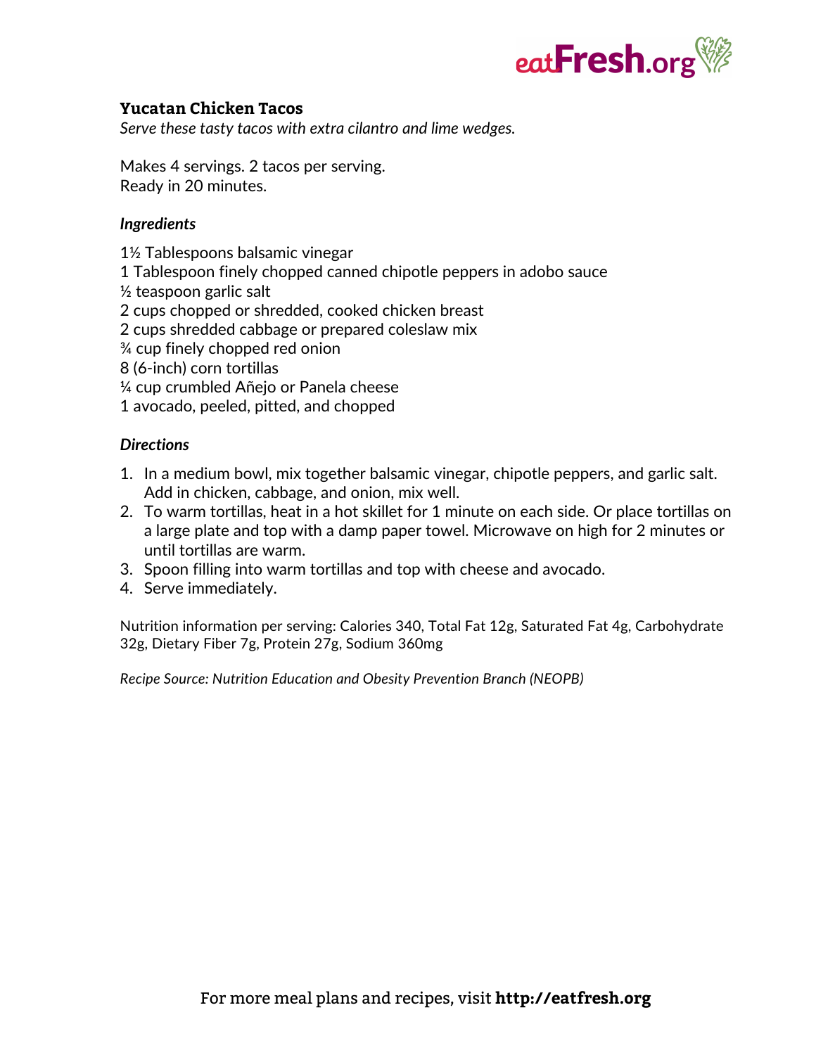## Yucatan Chicken Tacos

*Serve these tasty tacos with extra cilantro and lime wedges.*

Makes 4 servings. 2 tacos per serving.
Ready in 20 minutes.

### *Ingredients*

1½ Tablespoons balsamic vinegar
1 Tablespoon finely chopped canned chipotle peppers in adobo sauce
½ teaspoon garlic salt
2 cups chopped or shredded, cooked chicken breast
2 cups shredded cabbage or prepared coleslaw mix
¾ cup finely chopped red onion
8 (6-inch) corn tortillas
¼ cup crumbled Añejo or Panela cheese
1 avocado, peeled, pitted, and chopped

### *Directions*

1. In a medium bowl, mix together balsamic vinegar, chipotle peppers, and garlic salt. Add in chicken, cabbage, and onion, mix well.
2. To warm tortillas, heat in a hot skillet for 1 minute on each side. Or place tortillas on a large plate and top with a damp paper towel. Microwave on high for 2 minutes or until tortillas are warm.
3. Spoon filling into warm tortillas and top with cheese and avocado.
4. Serve immediately.

Nutrition information per serving: Calories 340, Total Fat 12g, Saturated Fat 4g, Carbohydrate 32g, Dietary Fiber 7g, Protein 27g, Sodium 360mg

*Recipe Source: Nutrition Education and Obesity Prevention Branch (NEOPB)*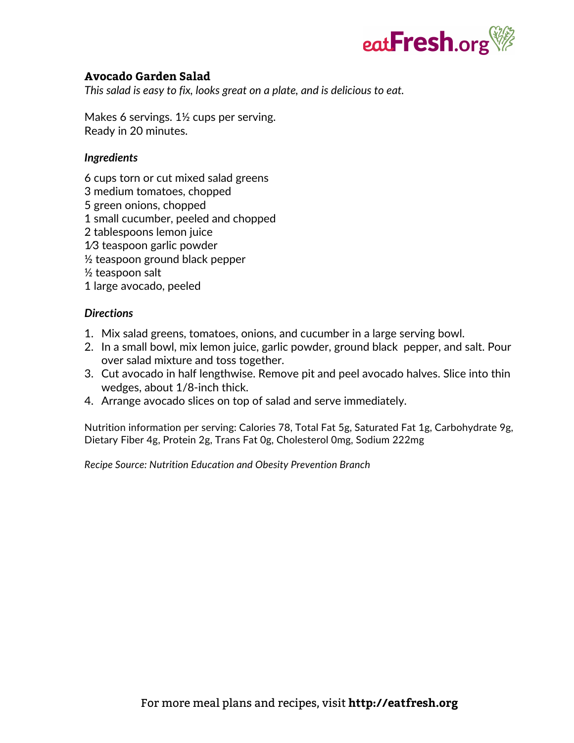## Avocado Garden Salad

*This salad is easy to fix, looks great on a plate, and is delicious to eat.*

Makes 6 servings. 1½ cups per serving.
Ready in 20 minutes.

### *Ingredients*

6 cups torn or cut mixed salad greens
3 medium tomatoes, chopped
5 green onions, chopped
1 small cucumber, peeled and chopped
2 tablespoons lemon juice
1⁄3 teaspoon garlic powder
½ teaspoon ground black pepper
½ teaspoon salt
1 large avocado, peeled

### *Directions*

1. Mix salad greens, tomatoes, onions, and cucumber in a large serving bowl.
2. In a small bowl, mix lemon juice, garlic powder, ground black pepper, and salt. Pour over salad mixture and toss together.
3. Cut avocado in half lengthwise. Remove pit and peel avocado halves. Slice into thin wedges, about 1/8-inch thick.
4. Arrange avocado slices on top of salad and serve immediately.

Nutrition information per serving: Calories 78, Total Fat 5g, Saturated Fat 1g, Carbohydrate 9g, Dietary Fiber 4g, Protein 2g, Trans Fat 0g, Cholesterol 0mg, Sodium 222mg

*Recipe Source: Nutrition Education and Obesity Prevention Branch*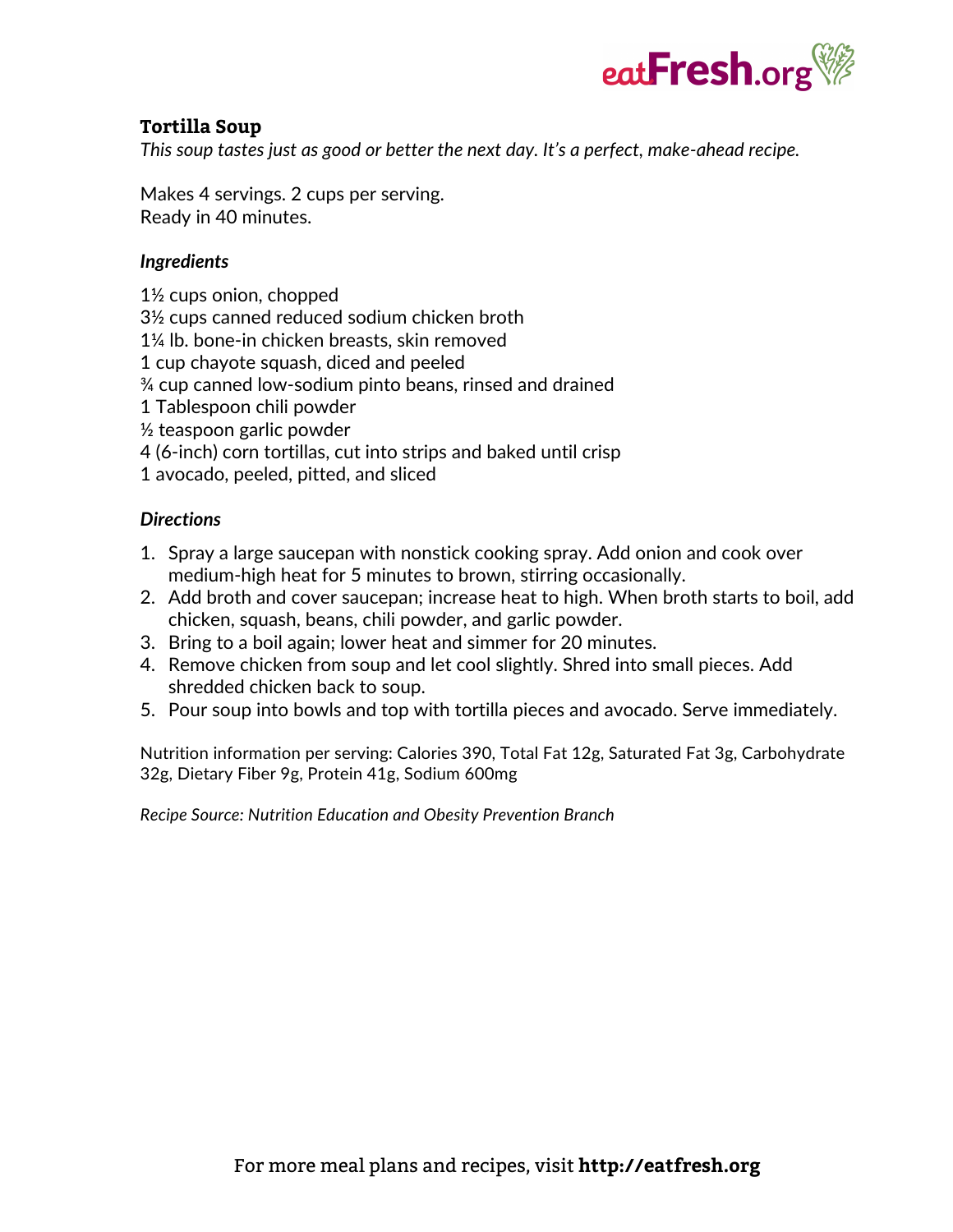## Tortilla Soup

*This soup tastes just as good or better the next day. It's a perfect, make-ahead recipe.*

Makes 4 servings. 2 cups per serving.
Ready in 40 minutes.

### *Ingredients*

1½ cups onion, chopped
3½ cups canned reduced sodium chicken broth
1¼ lb. bone-in chicken breasts, skin removed
1 cup chayote squash, diced and peeled
¾ cup canned low-sodium pinto beans, rinsed and drained
1 Tablespoon chili powder
½ teaspoon garlic powder
4 (6-inch) corn tortillas, cut into strips and baked until crisp
1 avocado, peeled, pitted, and sliced

### *Directions*

1. Spray a large saucepan with nonstick cooking spray. Add onion and cook over medium-high heat for 5 minutes to brown, stirring occasionally.
2. Add broth and cover saucepan; increase heat to high. When broth starts to boil, add chicken, squash, beans, chili powder, and garlic powder.
3. Bring to a boil again; lower heat and simmer for 20 minutes.
4. Remove chicken from soup and let cool slightly. Shred into small pieces. Add shredded chicken back to soup.
5. Pour soup into bowls and top with tortilla pieces and avocado. Serve immediately.

Nutrition information per serving: Calories 390, Total Fat 12g, Saturated Fat 3g, Carbohydrate 32g, Dietary Fiber 9g, Protein 41g, Sodium 600mg

*Recipe Source: Nutrition Education and Obesity Prevention Branch*

For more meal plans and recipes, visit **http://eatfresh.org**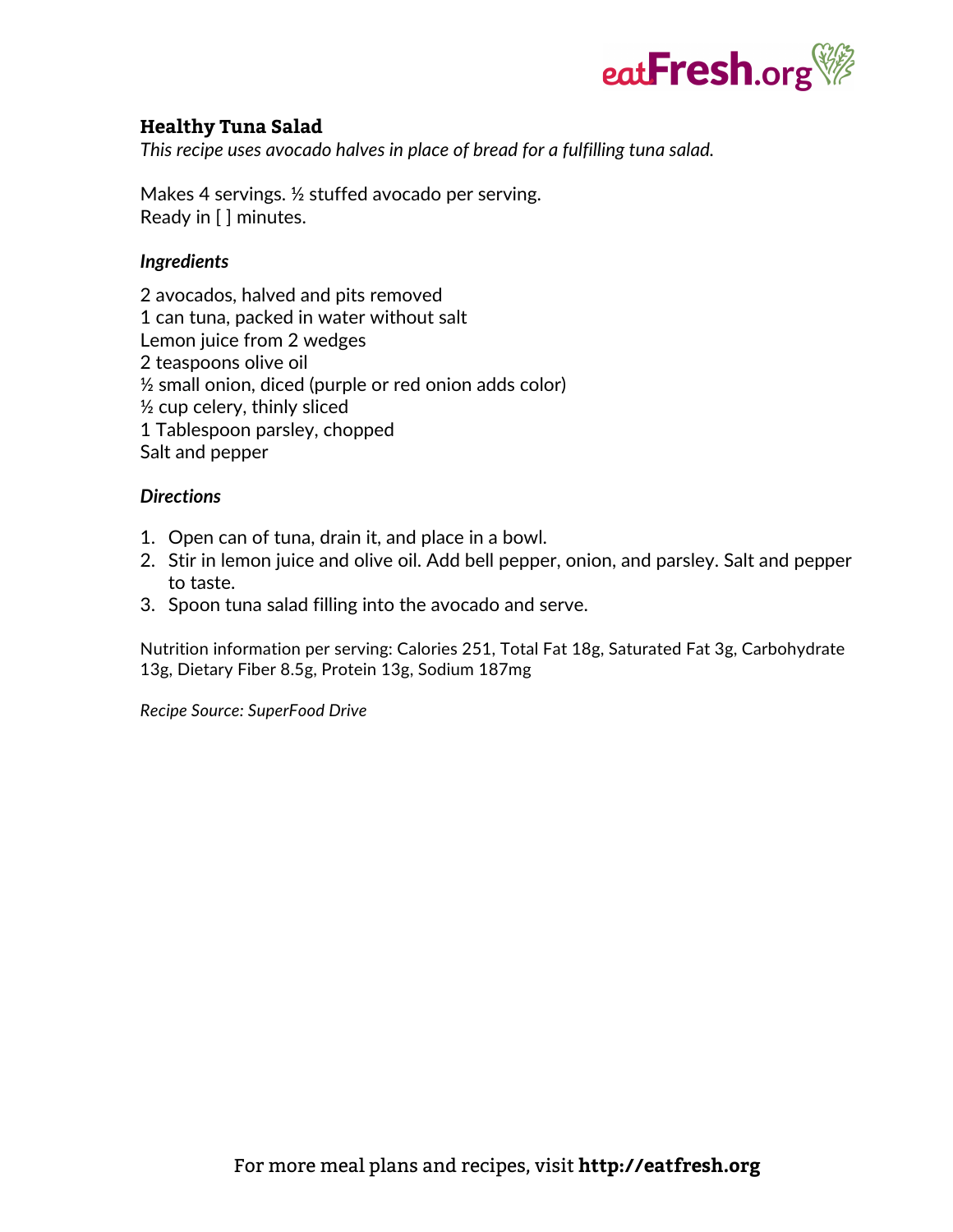## Healthy Tuna Salad

*This recipe uses avocado halves in place of bread for a fulfilling tuna salad.*

Makes 4 servings. ½ stuffed avocado per serving.
Ready in [ ] minutes.

### *Ingredients*

2 avocados, halved and pits removed
1 can tuna, packed in water without salt
Lemon juice from 2 wedges
2 teaspoons olive oil
½ small onion, diced (purple or red onion adds color)
½ cup celery, thinly sliced
1 Tablespoon parsley, chopped
Salt and pepper

### *Directions*

1. Open can of tuna, drain it, and place in a bowl.
2. Stir in lemon juice and olive oil. Add bell pepper, onion, and parsley. Salt and pepper to taste.
3. Spoon tuna salad filling into the avocado and serve.

Nutrition information per serving: Calories 251, Total Fat 18g, Saturated Fat 3g, Carbohydrate 13g, Dietary Fiber 8.5g, Protein 13g, Sodium 187mg

*Recipe Source: SuperFood Drive*